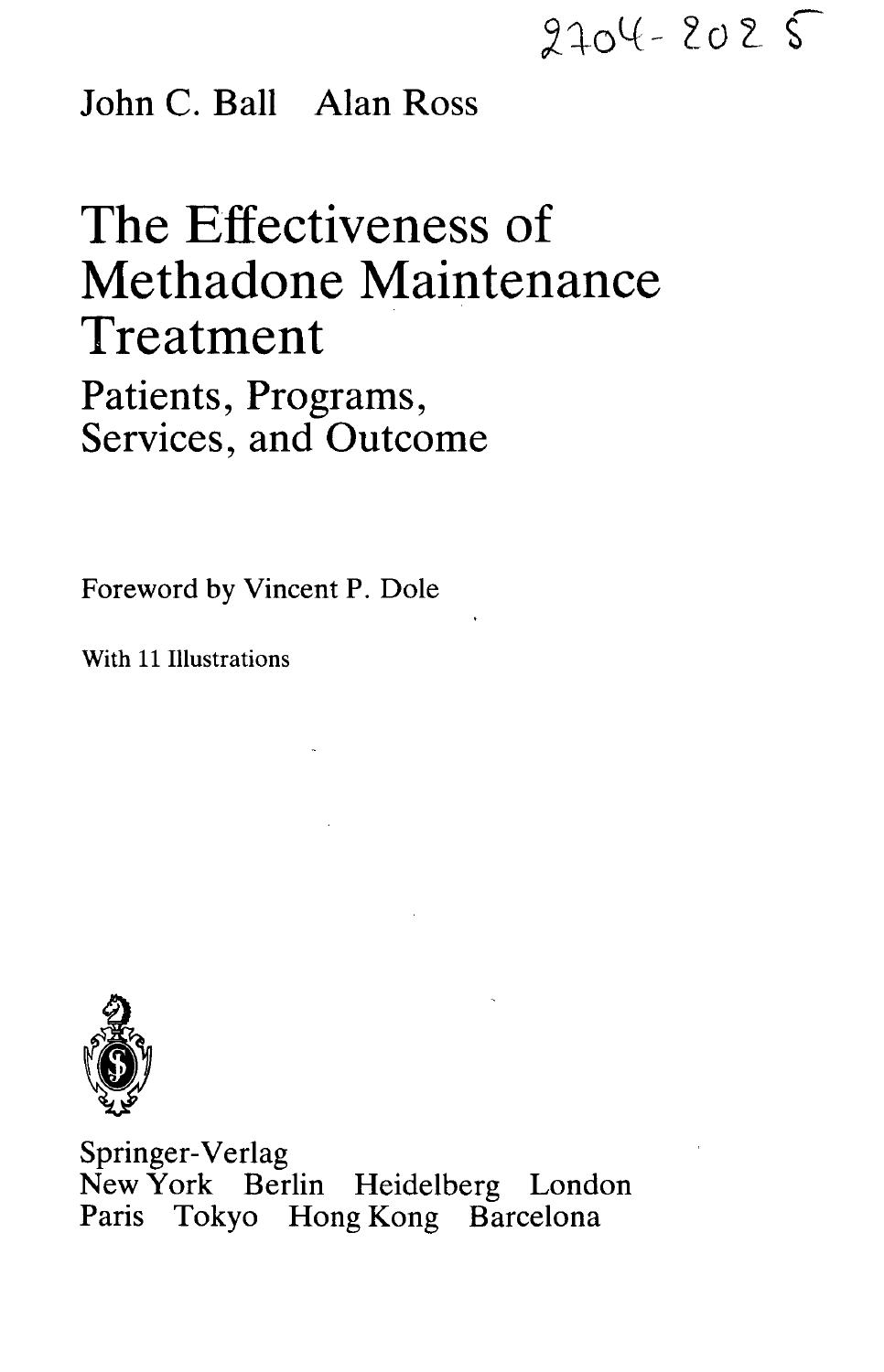2704-202 5

John C. Ball Alan Ross

# The Effectiveness of Methadone Maintenance Treatment

## Patients, Programs, Services, and Outcome

Foreword by Vincent P. Dole

With 11 Illustrations

Springer-Verlag
New York Berlin Heidelberg London
Paris Tokyo Hong Kong Barcelona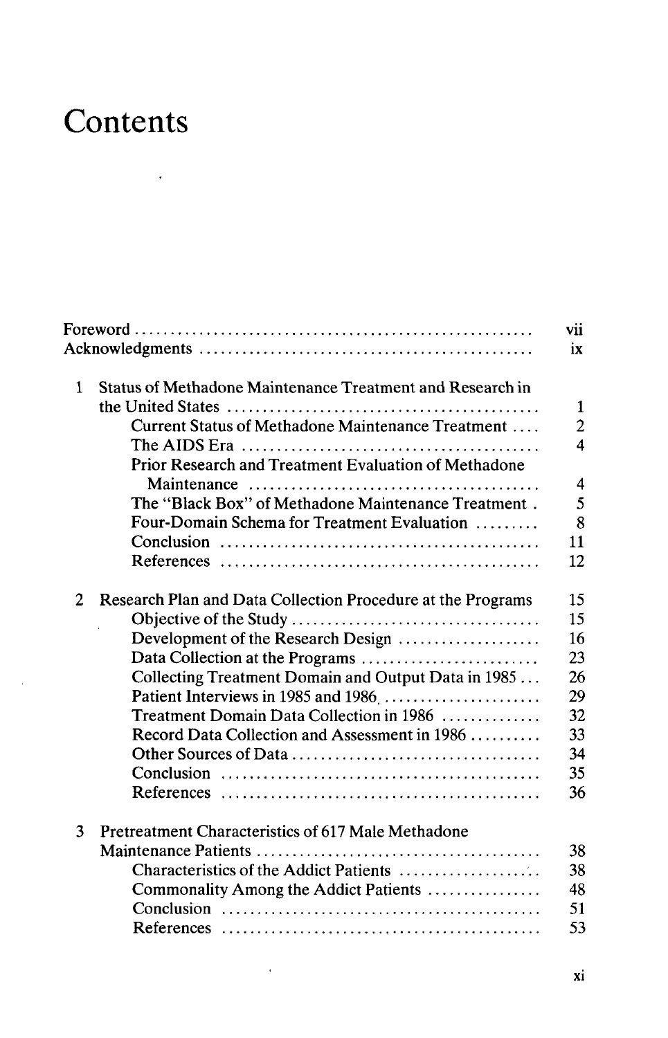# Contents

| | |
|---|---|
| Foreword | vii |
| Acknowledgments | ix |
| **1 Status of Methadone Maintenance Treatment and Research in the United States** | 1 |
| Current Status of Methadone Maintenance Treatment | 2 |
| The AIDS Era | 4 |
| Prior Research and Treatment Evaluation of Methadone Maintenance | 4 |
| The "Black Box" of Methadone Maintenance Treatment | 5 |
| Four-Domain Schema for Treatment Evaluation | 8 |
| Conclusion | 11 |
| References | 12 |
| **2 Research Plan and Data Collection Procedure at the Programs** | 15 |
| Objective of the Study | 15 |
| Development of the Research Design | 16 |
| Data Collection at the Programs | 23 |
| Collecting Treatment Domain and Output Data in 1985 | 26 |
| Patient Interviews in 1985 and 1986 | 29 |
| Treatment Domain Data Collection in 1986 | 32 |
| Record Data Collection and Assessment in 1986 | 33 |
| Other Sources of Data | 34 |
| Conclusion | 35 |
| References | 36 |
| **3 Pretreatment Characteristics of 617 Male Methadone Maintenance Patients** | 38 |
| Characteristics of the Addict Patients | 38 |
| Commonality Among the Addict Patients | 48 |
| Conclusion | 51 |
| References | 53 |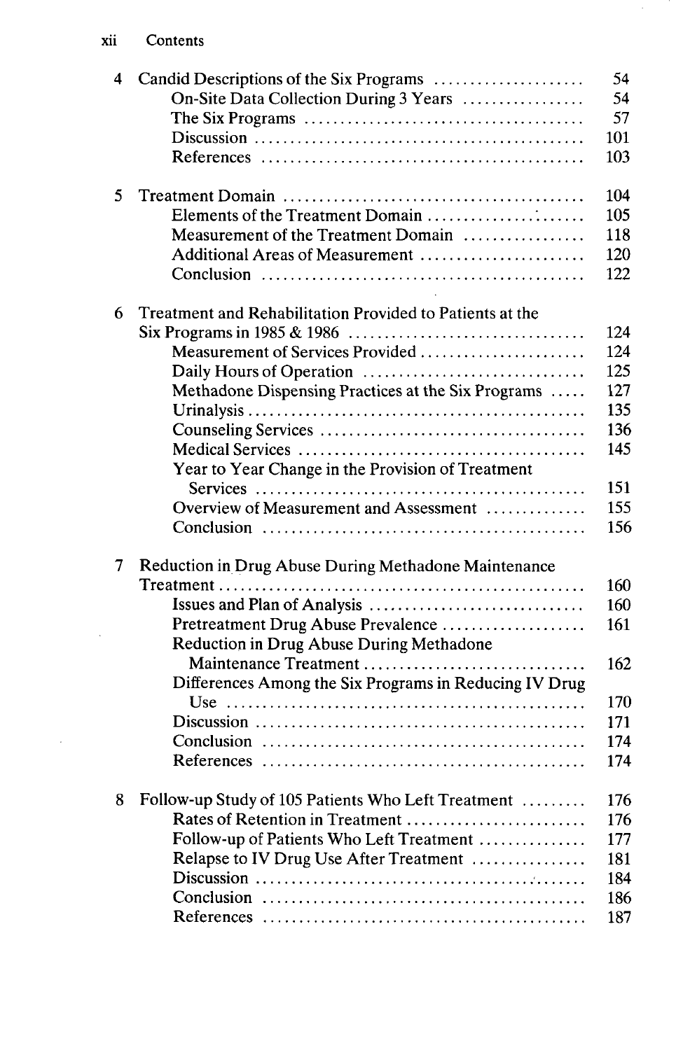| | | |
|---|---|---|
| 4 | Candid Descriptions of the Six Programs | 54 |
| | On-Site Data Collection During 3 Years | 54 |
| | The Six Programs | 57 |
| | Discussion | 101 |
| | References | 103 |
| 5 | Treatment Domain | 104 |
| | Elements of the Treatment Domain | 105 |
| | Measurement of the Treatment Domain | 118 |
| | Additional Areas of Measurement | 120 |
| | Conclusion | 122 |
| 6 | Treatment and Rehabilitation Provided to Patients at the Six Programs in 1985 & 1986 | 124 |
| | Measurement of Services Provided | 124 |
| | Daily Hours of Operation | 125 |
| | Methadone Dispensing Practices at the Six Programs | 127 |
| | Urinalysis | 135 |
| | Counseling Services | 136 |
| | Medical Services | 145 |
| | Year to Year Change in the Provision of Treatment Services | 151 |
| | Overview of Measurement and Assessment | 155 |
| | Conclusion | 156 |
| 7 | Reduction in Drug Abuse During Methadone Maintenance Treatment | 160 |
| | Issues and Plan of Analysis | 160 |
| | Pretreatment Drug Abuse Prevalence | 161 |
| | Reduction in Drug Abuse During Methadone Maintenance Treatment | 162 |
| | Differences Among the Six Programs in Reducing IV Drug Use | 170 |
| | Discussion | 171 |
| | Conclusion | 174 |
| | References | 174 |
| 8 | Follow-up Study of 105 Patients Who Left Treatment | 176 |
| | Rates of Retention in Treatment | 176 |
| | Follow-up of Patients Who Left Treatment | 177 |
| | Relapse to IV Drug Use After Treatment | 181 |
| | Discussion | 184 |
| | Conclusion | 186 |
| | References | 187 |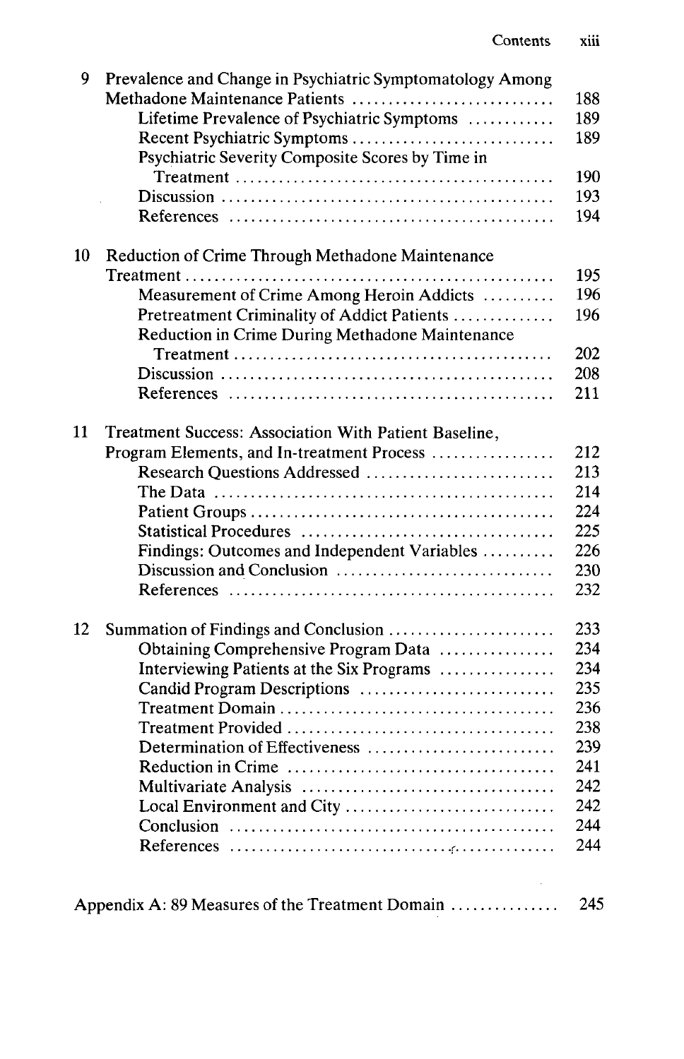| | | |
|---|---|---|
| 9 | Prevalence and Change in Psychiatric Symptomatology Among Methadone Maintenance Patients | 188 |
| | Lifetime Prevalence of Psychiatric Symptoms | 189 |
| | Recent Psychiatric Symptoms | 189 |
| | Psychiatric Severity Composite Scores by Time in Treatment | 190 |
| | Discussion | 193 |
| | References | 194 |
| 10 | Reduction of Crime Through Methadone Maintenance Treatment | 195 |
| | Measurement of Crime Among Heroin Addicts | 196 |
| | Pretreatment Criminality of Addict Patients | 196 |
| | Reduction in Crime During Methadone Maintenance Treatment | 202 |
| | Discussion | 208 |
| | References | 211 |
| 11 | Treatment Success: Association With Patient Baseline, Program Elements, and In-treatment Process | 212 |
| | Research Questions Addressed | 213 |
| | The Data | 214 |
| | Patient Groups | 224 |
| | Statistical Procedures | 225 |
| | Findings: Outcomes and Independent Variables | 226 |
| | Discussion and Conclusion | 230 |
| | References | 232 |
| 12 | Summation of Findings and Conclusion | 233 |
| | Obtaining Comprehensive Program Data | 234 |
| | Interviewing Patients at the Six Programs | 234 |
| | Candid Program Descriptions | 235 |
| | Treatment Domain | 236 |
| | Treatment Provided | 238 |
| | Determination of Effectiveness | 239 |
| | Reduction in Crime | 241 |
| | Multivariate Analysis | 242 |
| | Local Environment and City | 242 |
| | Conclusion | 244 |
| | References | 244 |

Appendix A: 89 Measures of the Treatment Domain ............... 245